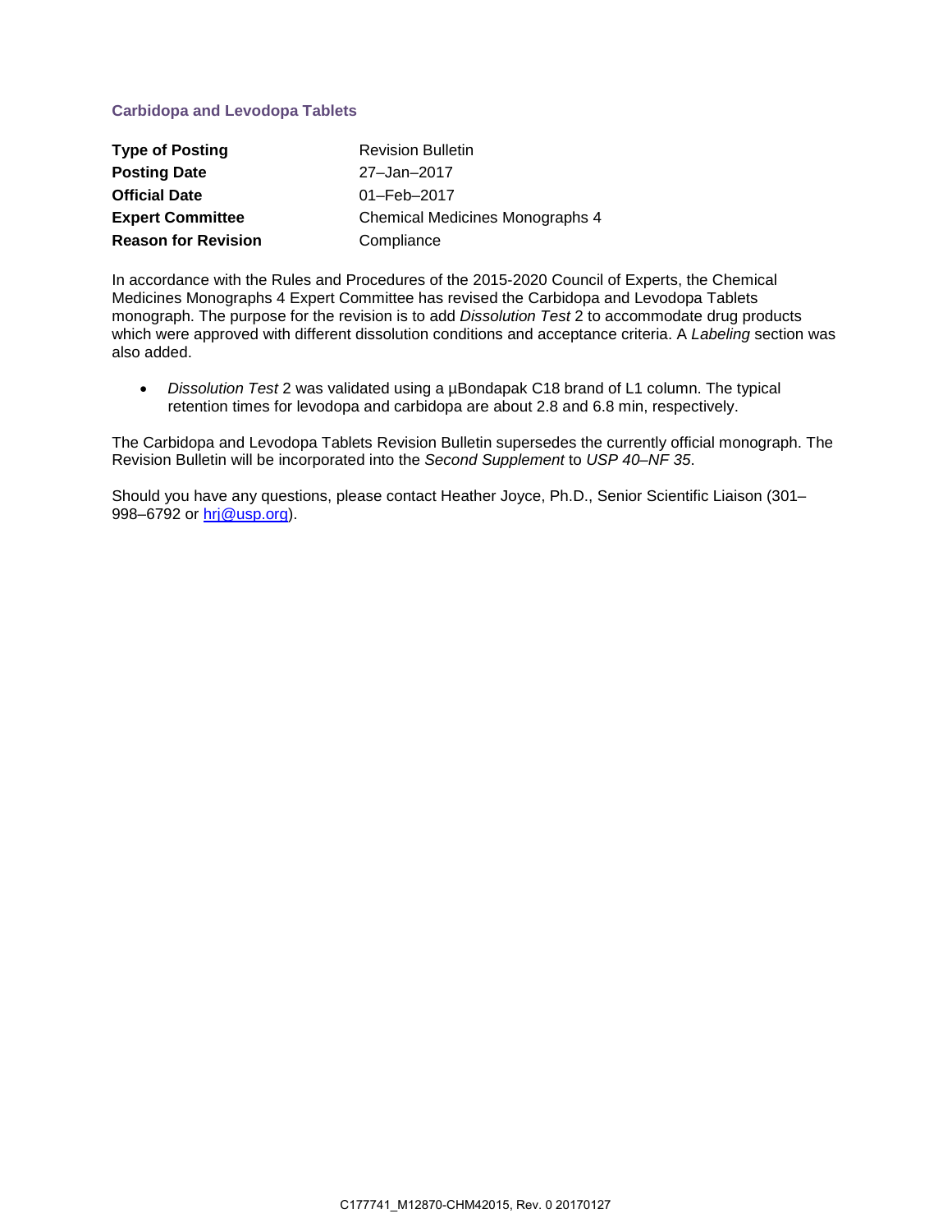## Carbidopa and Levodopa Tablets

| | |
|---|---|
| **Type of Posting** | Revision Bulletin |
| **Posting Date** | 27–Jan–2017 |
| **Official Date** | 01–Feb–2017 |
| **Expert Committee** | Chemical Medicines Monographs 4 |
| **Reason for Revision** | Compliance |

In accordance with the Rules and Procedures of the 2015-2020 Council of Experts, the Chemical Medicines Monographs 4 Expert Committee has revised the Carbidopa and Levodopa Tablets monograph. The purpose for the revision is to add *Dissolution Test* 2 to accommodate drug products which were approved with different dissolution conditions and acceptance criteria. A *Labeling* section was also added.

- *Dissolution Test* 2 was validated using a µBondapak C18 brand of L1 column. The typical retention times for levodopa and carbidopa are about 2.8 and 6.8 min, respectively.

The Carbidopa and Levodopa Tablets Revision Bulletin supersedes the currently official monograph. The Revision Bulletin will be incorporated into the *Second Supplement* to *USP 40–NF 35*.

Should you have any questions, please contact Heather Joyce, Ph.D., Senior Scientific Liaison (301–998–6792 or hrj@usp.org).

C177741_M12870-CHM42015, Rev. 0 20170127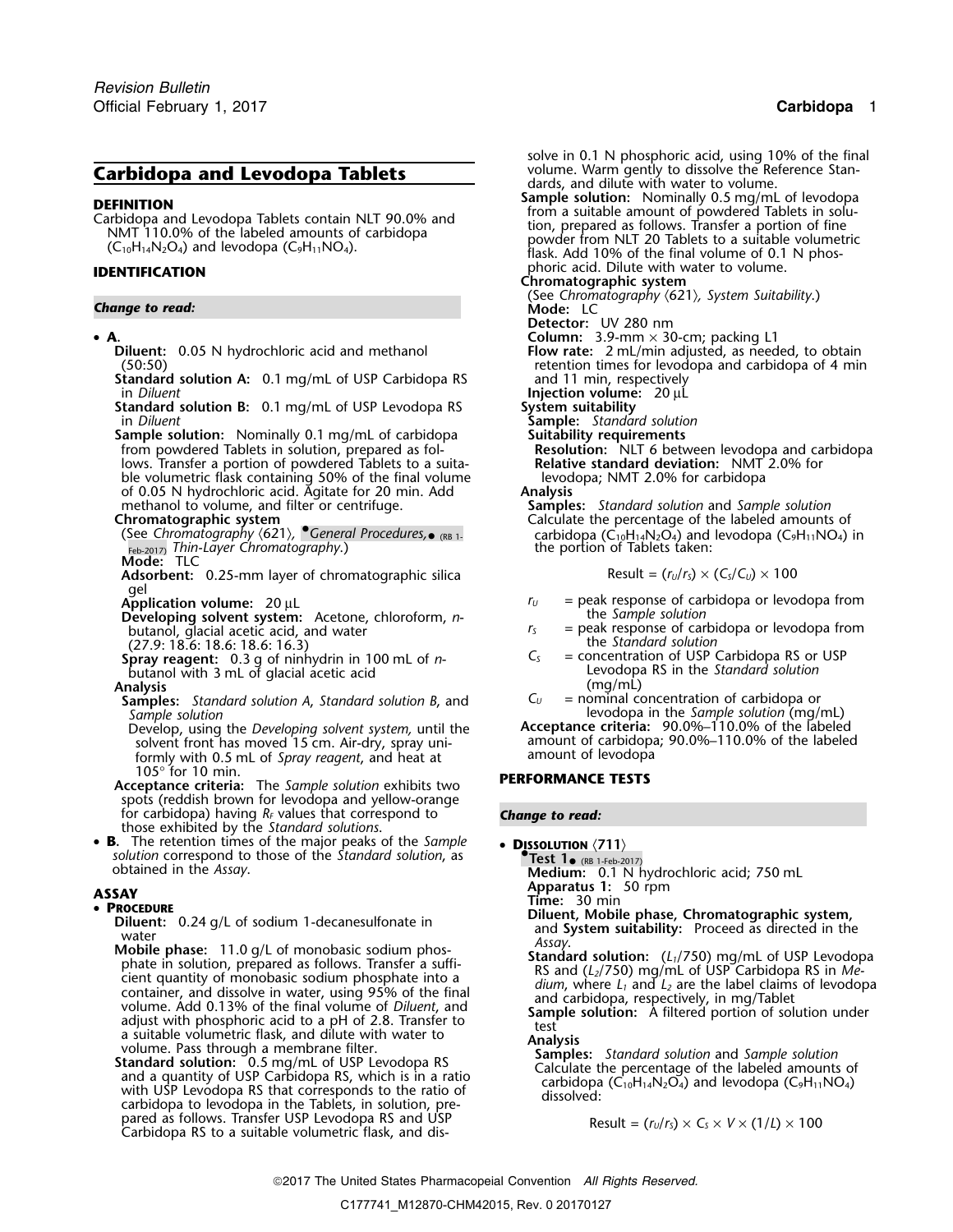## Carbidopa and Levodopa Tablets

**DEFINITION**

Carbidopa and Levodopa Tablets contain NLT 90.0% and NMT 110.0% of the labeled amounts of carbidopa ($C_{10}H_{14}N_2O_4$) and levodopa ($C_9H_{11}NO_4$).

**IDENTIFICATION**

***Change to read:***

- **A.**

  **Diluent:** 0.05 N hydrochloric acid and methanol (50:50)

  **Standard solution A:** 0.1 mg/mL of USP Carbidopa RS in *Diluent*

  **Standard solution B:** 0.1 mg/mL of USP Levodopa RS in *Diluent*

  **Sample solution:** Nominally 0.1 mg/mL of carbidopa from powdered Tablets in solution, prepared as follows. Transfer a portion of powdered Tablets to a suitable volumetric flask containing 50% of the final volume of 0.05 N hydrochloric acid. Agitate for 20 min. Add methanol to volume, and filter or centrifuge.

  **Chromatographic system**

  (See *Chromatography* ⟨621⟩, •*General Procedures,*• (RB 1-Feb-2017) *Thin-Layer Chromatography*.)

  **Mode:** TLC

  **Adsorbent:** 0.25-mm layer of chromatographic silica gel

  **Application volume:** 20 µL

  **Developing solvent system:** Acetone, chloroform, *n*-butanol, glacial acetic acid, and water (27.9: 18.6: 18.6: 18.6: 16.3)

  **Spray reagent:** 0.3 g of ninhydrin in 100 mL of *n*-butanol with 3 mL of glacial acetic acid

  **Analysis**

  **Samples:** *Standard solution A*, *Standard solution B*, and *Sample solution*

  Develop, using the *Developing solvent system,* until the solvent front has moved 15 cm. Air-dry, spray uniformly with 0.5 mL of *Spray reagent*, and heat at 105° for 10 min.

  **Acceptance criteria:** The *Sample solution* exhibits two spots (reddish brown for levodopa and yellow-orange for carbidopa) having $R_F$ values that correspond to those exhibited by the *Standard solutions*.

- **B.** The retention times of the major peaks of the *Sample solution* correspond to those of the *Standard solution*, as obtained in the *Assay*.

**ASSAY**

- **PROCEDURE**

  **Diluent:** 0.24 g/L of sodium 1-decanesulfonate in water

  **Mobile phase:** 11.0 g/L of monobasic sodium phosphate in solution, prepared as follows. Transfer a sufficient quantity of monobasic sodium phosphate into a container, and dissolve in water, using 95% of the final volume. Add 0.13% of the final volume of *Diluent*, and adjust with phosphoric acid to a pH of 2.8. Transfer to a suitable volumetric flask, and dilute with water to volume. Pass through a membrane filter.

  **Standard solution:** 0.5 mg/mL of USP Levodopa RS and a quantity of USP Carbidopa RS, which is in a ratio with USP Levodopa RS that corresponds to the ratio of carbidopa to levodopa in the Tablets, in solution, prepared as follows. Transfer USP Levodopa RS and USP Carbidopa RS to a suitable volumetric flask, and dissolve in 0.1 N phosphoric acid, using 10% of the final volume. Warm gently to dissolve the Reference Standards, and dilute with water to volume.

  **Sample solution:** Nominally 0.5 mg/mL of levodopa from a suitable amount of powdered Tablets in solution, prepared as follows. Transfer a portion of fine powder from NLT 20 Tablets to a suitable volumetric flask. Add 10% of the final volume of 0.1 N phosphoric acid. Dilute with water to volume.

  **Chromatographic system**

  (See *Chromatography* ⟨621⟩, *System Suitability*.)

  **Mode:** LC

  **Detector:** UV 280 nm

  **Column:** 3.9-mm × 30-cm; packing L1

  **Flow rate:** 2 mL/min adjusted, as needed, to obtain retention times for levodopa and carbidopa of 4 min and 11 min, respectively

  **Injection volume:** 20 µL

  **System suitability**

  **Sample:** *Standard solution*

  **Suitability requirements**

  **Resolution:** NLT 6 between levodopa and carbidopa

  **Relative standard deviation:** NMT 2.0% for levodopa; NMT 2.0% for carbidopa

  **Analysis**

  **Samples:** *Standard solution* and *Sample solution*

  Calculate the percentage of the labeled amounts of carbidopa ($C_{10}H_{14}N_2O_4$) and levodopa ($C_9H_{11}NO_4$) in the portion of Tablets taken:

  $$\text{Result} = (r_U/r_S) \times (C_S/C_U) \times 100$$

  $r_U$ = peak response of carbidopa or levodopa from the *Sample solution*

  $r_S$ = peak response of carbidopa or levodopa from the *Standard solution*

  $C_S$ = concentration of USP Carbidopa RS or USP Levodopa RS in the *Standard solution* (mg/mL)

  $C_U$ = nominal concentration of carbidopa or levodopa in the *Sample solution* (mg/mL)

  **Acceptance criteria:** 90.0%–110.0% of the labeled amount of carbidopa; 90.0%–110.0% of the labeled amount of levodopa

**PERFORMANCE TESTS**

***Change to read:***

- **DISSOLUTION** ⟨711⟩

  •**Test 1**• (RB 1-Feb-2017)

  **Medium:** 0.1 N hydrochloric acid; 750 mL

  **Apparatus 1:** 50 rpm

  **Time:** 30 min

  **Diluent, Mobile phase, Chromatographic system,** and **System suitability:** Proceed as directed in the *Assay*.

  **Standard solution:** ($L_1$/750) mg/mL of USP Levodopa RS and ($L_2$/750) mg/mL of USP Carbidopa RS in *Medium*, where $L_1$ and $L_2$ are the label claims of levodopa and carbidopa, respectively, in mg/Tablet

  **Sample solution:** A filtered portion of solution under test

  **Analysis**

  **Samples:** *Standard solution* and *Sample solution*

  Calculate the percentage of the labeled amounts of carbidopa ($C_{10}H_{14}N_2O_4$) and levodopa ($C_9H_{11}NO_4$) dissolved:

  $$\text{Result} = (r_U/r_S) \times C_S \times V \times (1/L) \times 100$$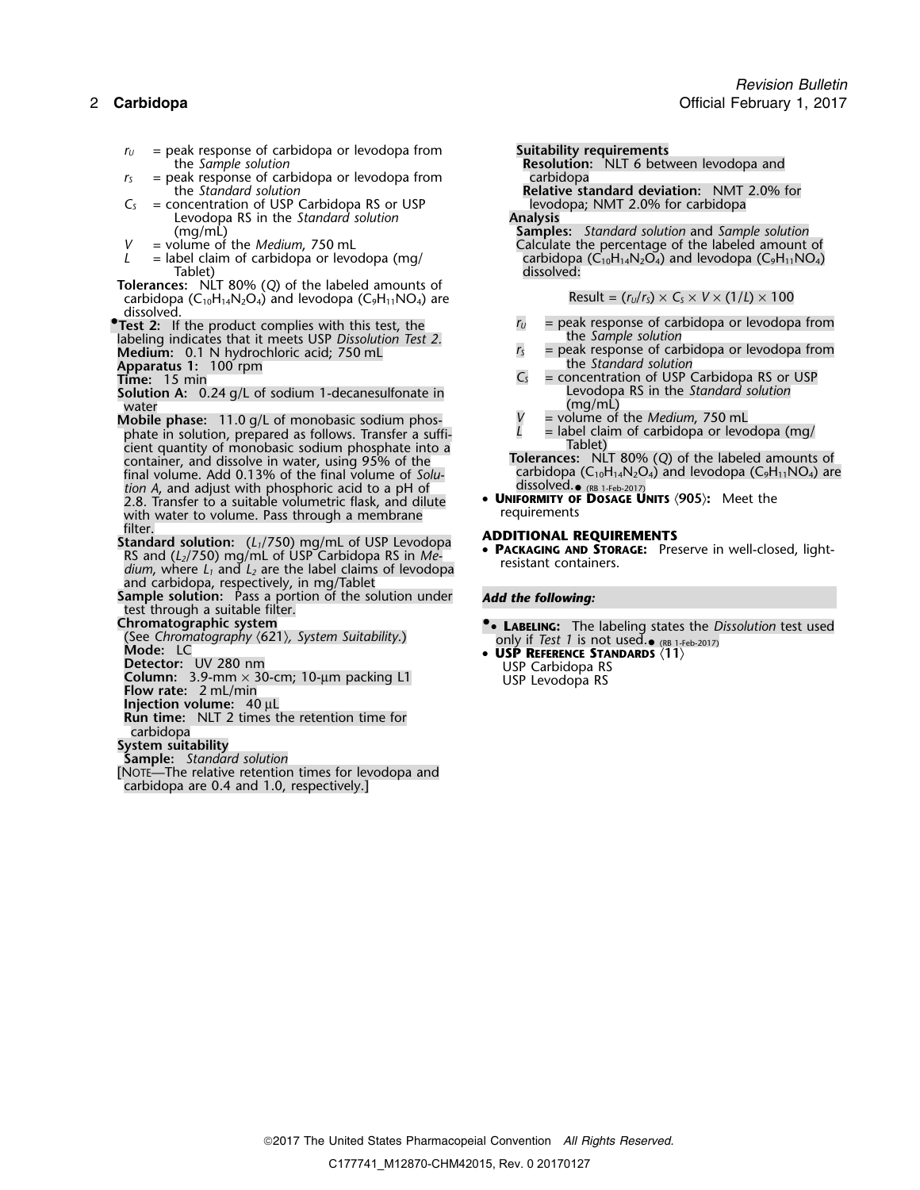$r_U$ = peak response of carbidopa or levodopa from the *Sample solution*

$r_S$ = peak response of carbidopa or levodopa from the *Standard solution*

$C_S$ = concentration of USP Carbidopa RS or USP Levodopa RS in the *Standard solution* (mg/mL)

$V$ = volume of the *Medium*, 750 mL

$L$ = label claim of carbidopa or levodopa (mg/Tablet)

**Tolerances:** NLT 80% (*Q*) of the labeled amounts of carbidopa ($C_{10}H_{14}N_2O_4$) and levodopa ($C_9H_{11}NO_4$) are dissolved.

•**Test 2:** If the product complies with this test, the labeling indicates that it meets USP *Dissolution Test 2*.

**Medium:** 0.1 N hydrochloric acid; 750 mL

**Apparatus 1:** 100 rpm

**Time:** 15 min

**Solution A:** 0.24 g/L of sodium 1-decanesulfonate in water

**Mobile phase:** 11.0 g/L of monobasic sodium phosphate in solution, prepared as follows. Transfer a sufficient quantity of monobasic sodium phosphate into a container, and dissolve in water, using 95% of the final volume. Add 0.13% of the final volume of *Solution A*, and adjust with phosphoric acid to a pH of 2.8. Transfer to a suitable volumetric flask, and dilute with water to volume. Pass through a membrane filter.

**Standard solution:** ($L_1$/750) mg/mL of USP Levodopa RS and ($L_2$/750) mg/mL of USP Carbidopa RS in *Medium*, where $L_1$ and $L_2$ are the label claims of levodopa and carbidopa, respectively, in mg/Tablet

**Sample solution:** Pass a portion of the solution under test through a suitable filter.

**Chromatographic system**

(See *Chromatography* ⟨621⟩, *System Suitability*.)

**Mode:** LC

**Detector:** UV 280 nm

**Column:** 3.9-mm × 30-cm; 10-µm packing L1

**Flow rate:** 2 mL/min

**Injection volume:** 40 µL

**Run time:** NLT 2 times the retention time for carbidopa

**System suitability**

**Sample:** *Standard solution*

[NOTE—The relative retention times for levodopa and carbidopa are 0.4 and 1.0, respectively.]

**Suitability requirements**

**Resolution:** NLT 6 between levodopa and carbidopa

**Relative standard deviation:** NMT 2.0% for levodopa; NMT 2.0% for carbidopa

**Analysis**

**Samples:** *Standard solution* and *Sample solution*

Calculate the percentage of the labeled amount of carbidopa ($C_{10}H_{14}N_2O_4$) and levodopa ($C_9H_{11}NO_4$) dissolved:

$$\text{Result} = (r_U/r_S) \times C_S \times V \times (1/L) \times 100$$

$r_U$ = peak response of carbidopa or levodopa from the *Sample solution*

$r_S$ = peak response of carbidopa or levodopa from the *Standard solution*

$C_S$ = concentration of USP Carbidopa RS or USP Levodopa RS in the *Standard solution* (mg/mL)

$V$ = volume of the *Medium*, 750 mL

$L$ = label claim of carbidopa or levodopa (mg/Tablet)

**Tolerances:** NLT 80% (*Q*) of the labeled amounts of carbidopa ($C_{10}H_{14}N_2O_4$) and levodopa ($C_9H_{11}NO_4$) are dissolved.• (RB 1-Feb-2017)

- **UNIFORMITY OF DOSAGE UNITS ⟨905⟩:** Meet the requirements

## ADDITIONAL REQUIREMENTS

- **PACKAGING AND STORAGE:** Preserve in well-closed, light-resistant containers.

***Add the following:***

- •**LABELING:** The labeling states the *Dissolution* test used only if *Test 1* is not used.• (RB 1-Feb-2017)
- **USP REFERENCE STANDARDS ⟨11⟩**
  USP Carbidopa RS
  USP Levodopa RS